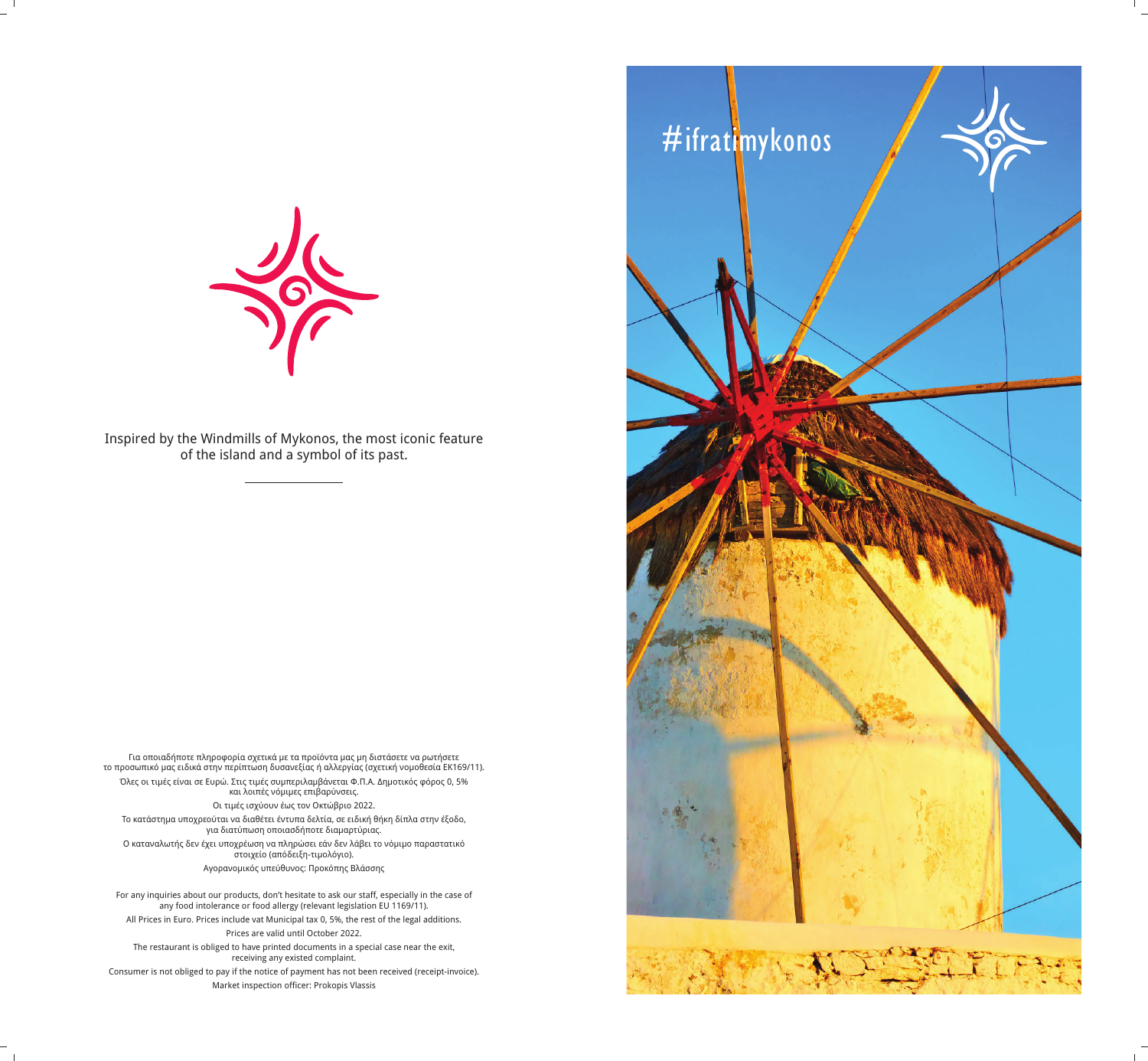Inspired by the Windmills of Mykonos, the most iconic feature of the island and a symbol of its past.

---

Για οποιαδήποτε πληροφορία σχετικά με τα προϊόντα μας μη διστάσετε να ρωτήσετε το προσωπικό μας ειδικά στην περίπτωση δυσανεξίας ή αλλεργίας (σχετική νομοθεσία ΕΚ169/11).

Όλες οι τιμές είναι σε Ευρώ. Στις τιμές συμπεριλαμβάνεται Φ.Π.Α. Δημοτικός φόρος 0, 5% και λοιπές νόμιμες επιβαρύνσεις.

Οι τιμές ισχύουν έως τον Οκτώβριο 2022.

Το κατάστημα υποχρεούται να διαθέτει έντυπα δελτία, σε ειδική θήκη δίπλα στην έξοδο, για διατύπωση οποιασδήποτε διαμαρτύριας.

Ο καταναλωτής δεν έχει υποχρέωση να πληρώσει εάν δεν λάβει το νόμιμο παραστατικό στοιχείο (απόδειξη-τιμολόγιο).

Αγορανομικός υπεύθυνος: Προκόπης Βλάσσης

For any inquiries about our products, don't hesitate to ask our staff, especially in the case of any food intolerance or food allergy (relevant legislation EU 1169/11).

All Prices in Euro. Prices include vat Municipal tax 0, 5%, the rest of the legal additions.

Prices are valid until October 2022.

The restaurant is obliged to have printed documents in a special case near the exit, receiving any existed complaint.

Consumer is not obliged to pay if the notice of payment has not been received (receipt-invoice).

Market inspection officer: Prokopis Vlassis

#ifratimykonos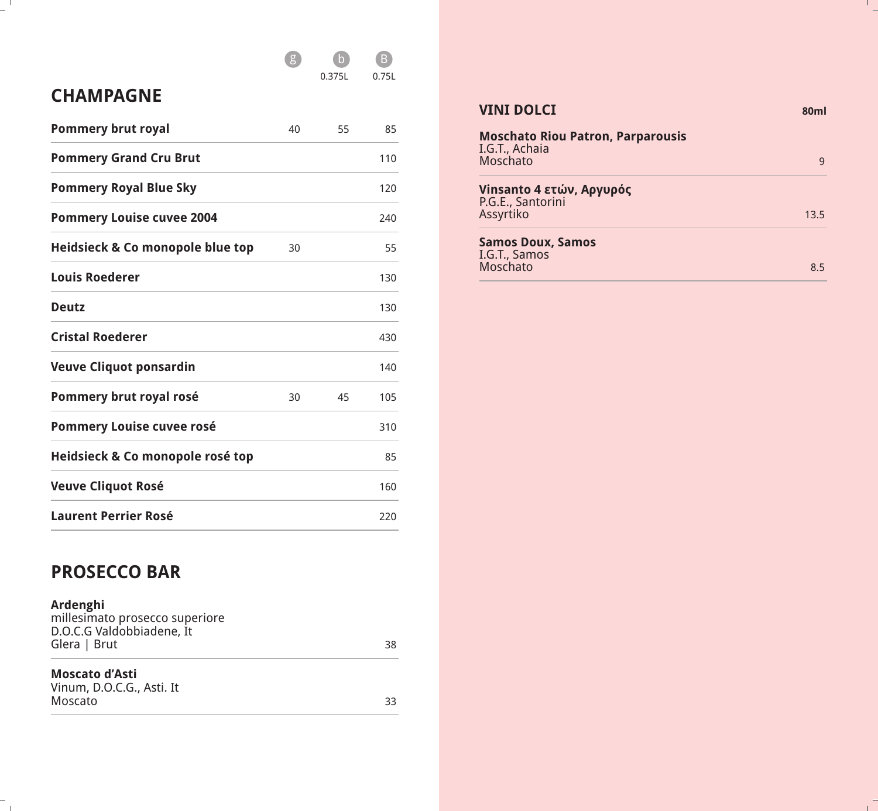## CHAMPAGNE

| | g | b 0.375L | B 0.75L |
|---|---|---|---|
| **Pommery brut royal** | 40 | 55 | 85 |
| **Pommery Grand Cru Brut** | | | 110 |
| **Pommery Royal Blue Sky** | | | 120 |
| **Pommery Louise cuvee 2004** | | | 240 |
| **Heidsieck & Co monopole blue top** | 30 | | 55 |
| **Louis Roederer** | | | 130 |
| **Deutz** | | | 130 |
| **Cristal Roederer** | | | 430 |
| **Veuve Cliquot ponsardin** | | | 140 |
| **Pommery brut royal rosé** | 30 | 45 | 105 |
| **Pommery Louise cuvee rosé** | | | 310 |
| **Heidsieck & Co monopole rosé top** | | | 85 |
| **Veuve Cliquot Rosé** | | | 160 |
| **Laurent Perrier Rosé** | | | 220 |

## PROSECCO BAR

**Ardenghi**
millesimato prosecco superiore
D.O.C.G Valdobbiadene, It
Glera | Brut — 38

**Moscato d'Asti**
Vinum, D.O.C.G., Asti. It
Moscato — 33

## VINI DOLCI

80ml

**Moschato Riou Patron, Parparousis**
I.G.T., Achaia
Moschato — 9

**Vinsanto 4 ετών, Αργυρός**
P.G.E., Santorini
Assyrtiko — 13.5

**Samos Doux, Samos**
I.G.T., Samos
Moschato — 8.5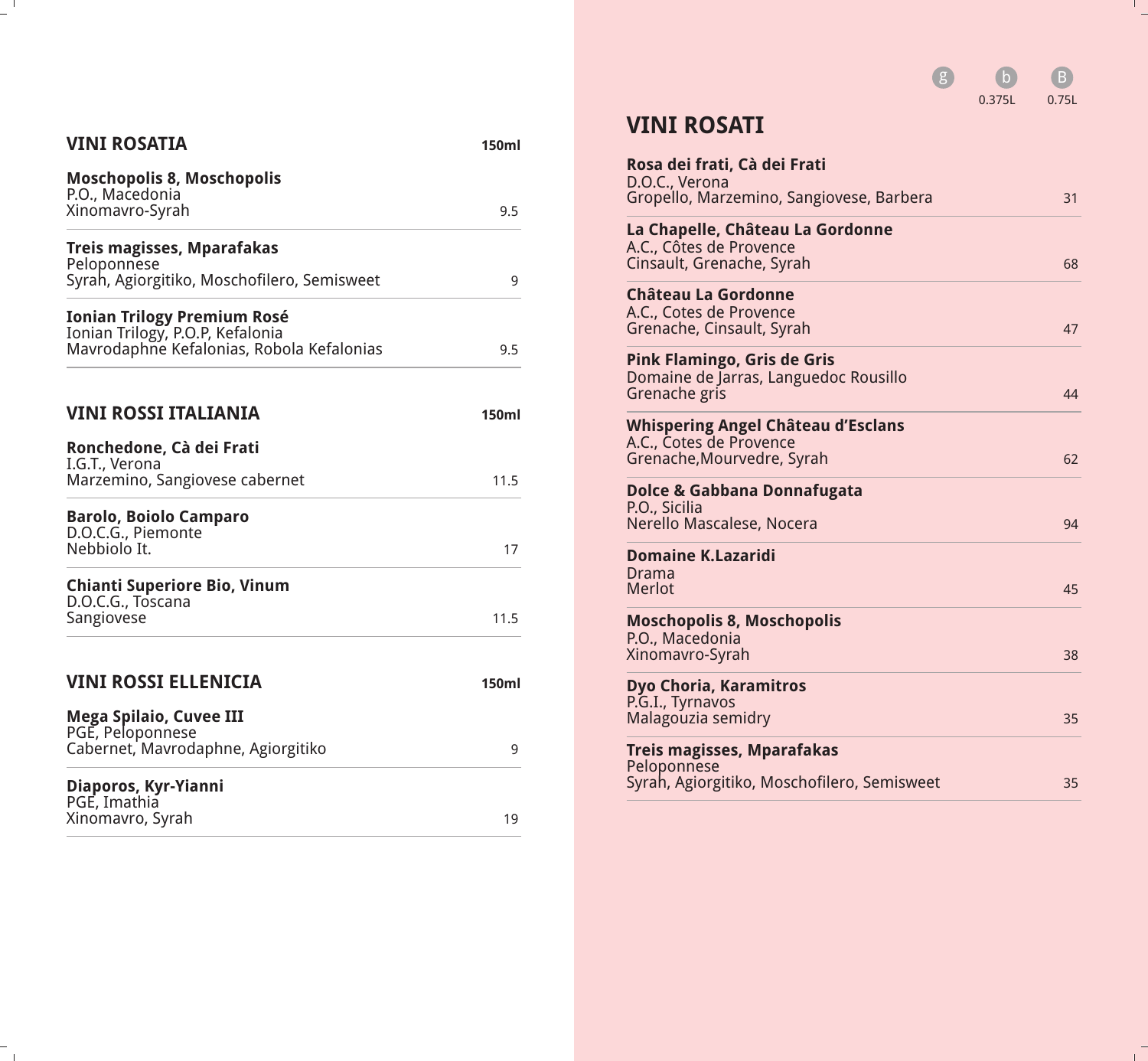## VINI ROSATIA

| Wine | 150ml |
|---|---|
| **Moschopolis 8, Moschopolis**<br>P.O., Macedonia<br>Xinomavro-Syrah | 9.5 |
| **Treis magisses, Mparafakas**<br>Peloponnese<br>Syrah, Agiorgitiko, Moschofilero, Semisweet | 9 |
| **Ionian Trilogy Premium Rosé**<br>Ionian Trilogy, P.O.P, Kefalonia<br>Mavrodaphne Kefalonias, Robola Kefalonias | 9.5 |

## VINI ROSSI ITALIANIA

| Wine | 150ml |
|---|---|
| **Ronchedone, Cà dei Frati**<br>I.G.T., Verona<br>Marzemino, Sangiovese cabernet | 11.5 |
| **Barolo, Boiolo Camparo**<br>D.O.C.G., Piemonte<br>Nebbiolo It. | 17 |
| **Chianti Superiore Bio, Vinum**<br>D.O.C.G., Toscana<br>Sangiovese | 11.5 |

## VINI ROSSI ELLENICIA

| Wine | 150ml |
|---|---|
| **Mega Spilaio, Cuvee III**<br>PGE, Peloponnese<br>Cabernet, Mavrodaphne, Agiorgitiko | 9 |
| **Diaporos, Kyr-Yianni**<br>PGE, Imathia<br>Xinomavro, Syrah | 19 |

## VINI ROSATI

| Wine | g | b 0.375L | B 0.75L |
|---|---|---|---|
| **Rosa dei frati, Cà dei Frati**<br>D.O.C., Verona<br>Gropello, Marzemino, Sangiovese, Barbera | | | 31 |
| **La Chapelle, Château La Gordonne**<br>A.C., Côtes de Provence<br>Cinsault, Grenache, Syrah | | | 68 |
| **Château La Gordonne**<br>A.C., Cotes de Provence<br>Grenache, Cinsault, Syrah | | | 47 |
| **Pink Flamingo, Gris de Gris**<br>Domaine de Jarras, Languedoc Rousillo<br>Grenache gris | | | 44 |
| **Whispering Angel Château d'Esclans**<br>A.C., Cotes de Provence<br>Grenache,Mourvedre, Syrah | | | 62 |
| **Dolce & Gabbana Donnafugata**<br>P.O., Sicilia<br>Nerello Mascalese, Nocera | | | 94 |
| **Domaine K.Lazaridi**<br>Drama<br>Merlot | | | 45 |
| **Moschopolis 8, Moschopolis**<br>P.O., Macedonia<br>Xinomavro-Syrah | | | 38 |
| **Dyo Choria, Karamitros**<br>P.G.I., Tyrnavos<br>Malagouzia semidry | | | 35 |
| **Treis magisses, Mparafakas**<br>Peloponnese<br>Syrah, Agiorgitiko, Moschofilero, Semisweet | | | 35 |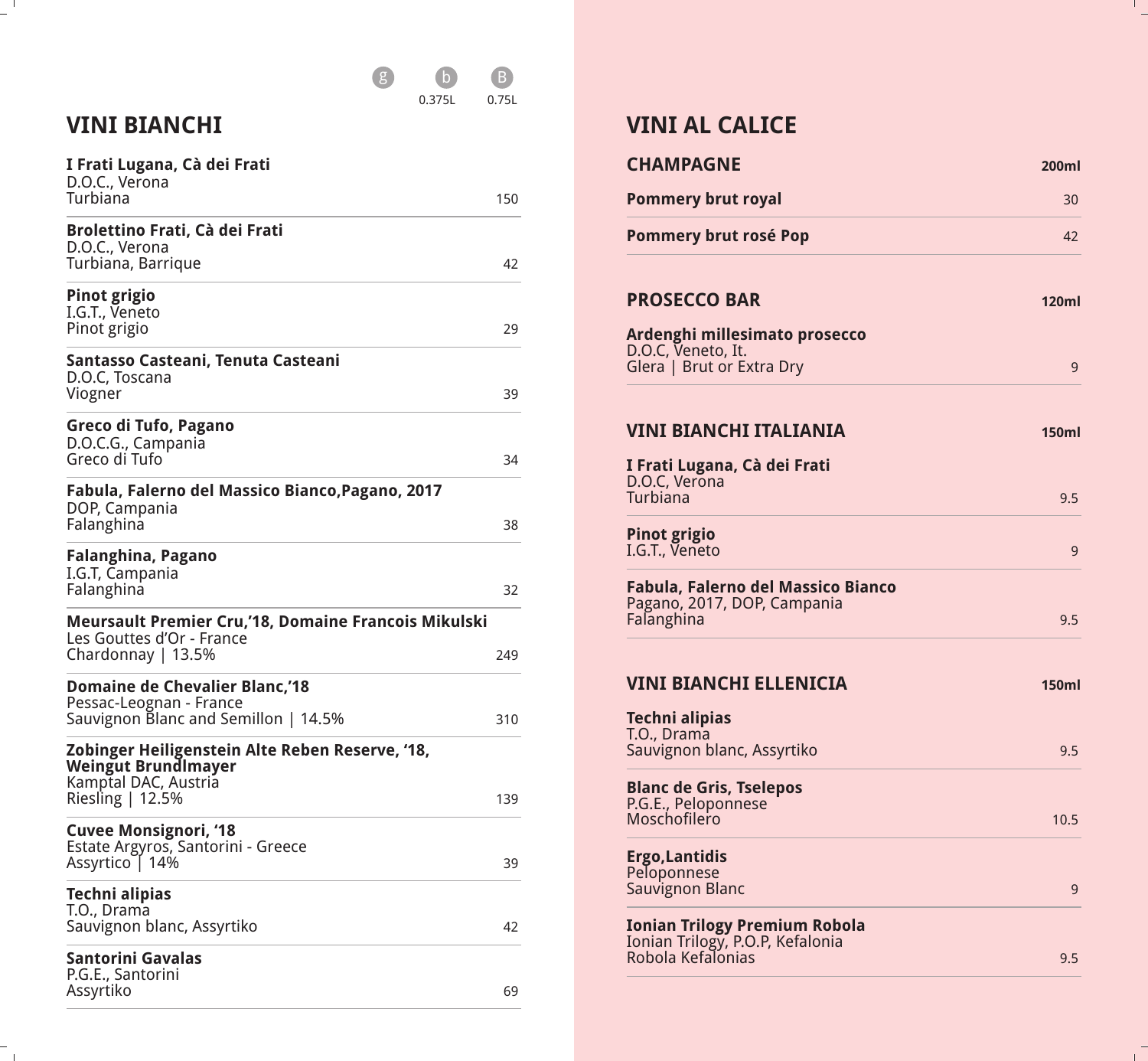## VINI BIANCHI

| | g | b 0.375L | B 0.75L |
|---|---|---|---|
| **I Frati Lugana, Cà dei Frati**<br>D.O.C., Verona<br>Turbiana | | | 150 |
| **Brolettino Frati, Cà dei Frati**<br>D.O.C., Verona<br>Turbiana, Barrique | | | 42 |
| **Pinot grigio**<br>I.G.T., Veneto<br>Pinot grigio | | | 29 |
| **Santasso Casteani, Tenuta Casteani**<br>D.O.C, Toscana<br>Viogner | | | 39 |
| **Greco di Tufo, Pagano**<br>D.O.C.G., Campania<br>Greco di Tufo | | | 34 |
| **Fabula, Falerno del Massico Bianco,Pagano, 2017**<br>DOP, Campania<br>Falanghina | | | 38 |
| **Falanghina, Pagano**<br>I.G.T, Campania<br>Falanghina | | | 32 |
| **Meursault Premier Cru,'18, Domaine Francois Mikulski**<br>Les Gouttes d'Or - France<br>Chardonnay \| 13.5% | | | 249 |
| **Domaine de Chevalier Blanc,'18**<br>Pessac-Leognan - France<br>Sauvignon Blanc and Semillon \| 14.5% | | | 310 |
| **Zobinger Heiligenstein Alte Reben Reserve, '18, Weingut Brundlmayer**<br>Kamptal DAC, Austria<br>Riesling \| 12.5% | | | 139 |
| **Cuvee Monsignori, '18**<br>Estate Argyros, Santorini - Greece<br>Assyrtico \| 14% | | | 39 |
| **Techni alipias**<br>T.O., Drama<br>Sauvignon blanc, Assyrtiko | | | 42 |
| **Santorini Gavalas**<br>P.G.E., Santorini<br>Assyrtiko | | | 69 |

## VINI AL CALICE

### CHAMPAGNE

| | 200ml |
|---|---|
| **Pommery brut royal** | 30 |
| **Pommery brut rosé Pop** | 42 |

### PROSECCO BAR

| | 120ml |
|---|---|
| **Ardenghi millesimato prosecco**<br>D.O.C, Veneto, It.<br>Glera \| Brut or Extra Dry | 9 |

### VINI BIANCHI ITALIANIA

| | 150ml |
|---|---|
| **I Frati Lugana, Cà dei Frati**<br>D.O.C, Verona<br>Turbiana | 9.5 |
| **Pinot grigio**<br>I.G.T., Veneto | 9 |
| **Fabula, Falerno del Massico Bianco**<br>Pagano, 2017, DOP, Campania<br>Falanghina | 9.5 |

### VINI BIANCHI ELLENICIA

| | 150ml |
|---|---|
| **Techni alipias**<br>T.O., Drama<br>Sauvignon blanc, Assyrtiko | 9.5 |
| **Blanc de Gris, Tselepos**<br>P.G.E., Peloponnese<br>Moschofilero | 10.5 |
| **Ergo,Lantidis**<br>Peloponnese<br>Sauvignon Blanc | 9 |
| **Ionian Trilogy Premium Robola**<br>Ionian Trilogy, P.O.P, Kefalonia<br>Robola Kefalonias | 9.5 |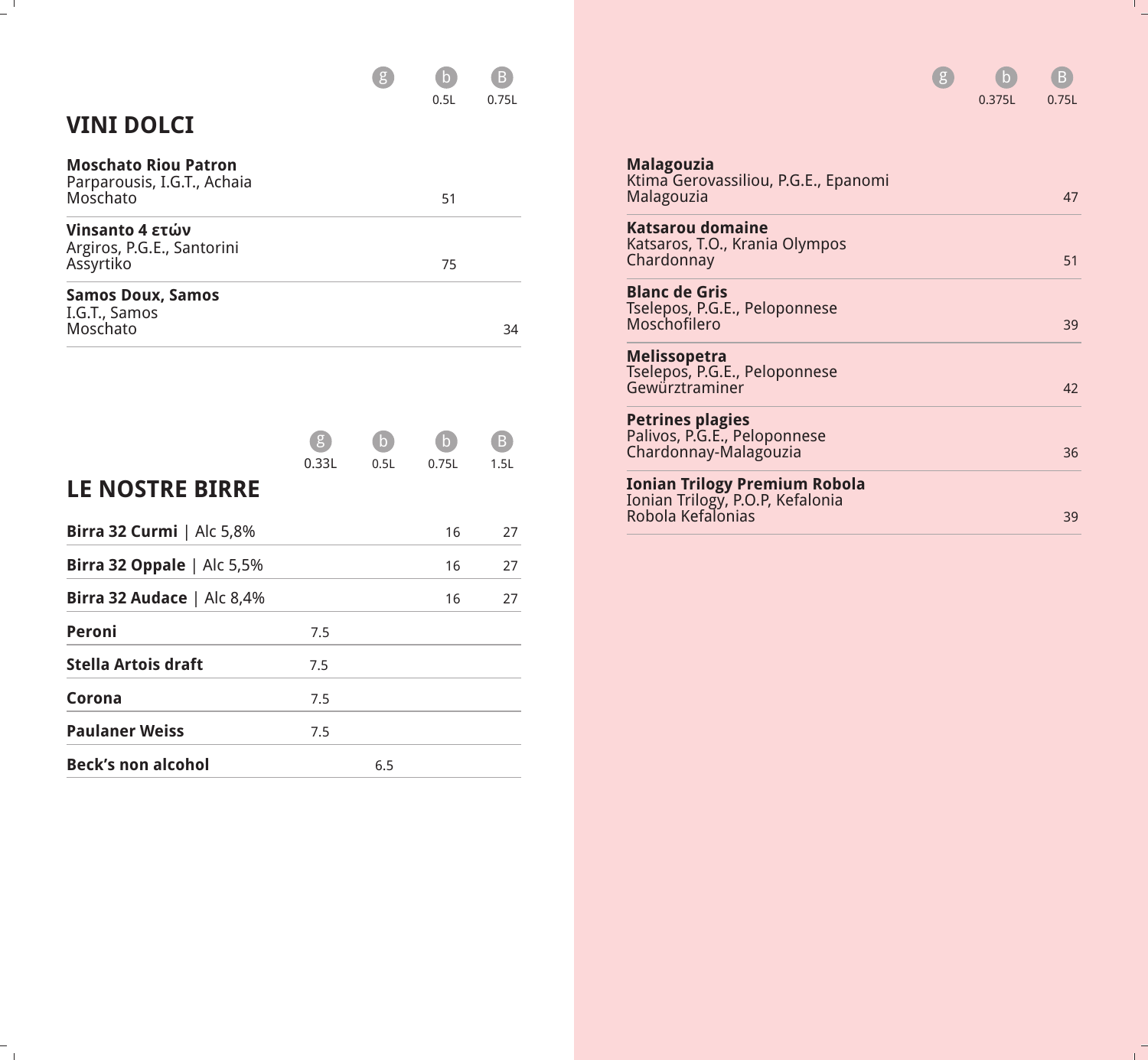## VINI DOLCI

| | g | b 0.5L | B 0.75L |
|---|---|---|---|
| **Moschato Riou Patron**<br>Parparousis, I.G.T., Achaia<br>Moschato | | 51 | |
| **Vinsanto 4 ετών**<br>Argiros, P.G.E., Santorini<br>Assyrtiko | | 75 | |
| **Samos Doux, Samos**<br>I.G.T., Samos<br>Moschato | | | 34 |

## LE NOSTRE BIRRE

| | g 0.33L | b 0.5L | b 0.75L | B 1.5L |
|---|---|---|---|---|
| **Birra 32 Curmi** \| Alc 5,8% | | | 16 | 27 |
| **Birra 32 Oppale** \| Alc 5,5% | | | 16 | 27 |
| **Birra 32 Audace** \| Alc 8,4% | | | 16 | 27 |
| **Peroni** | 7.5 | | | |
| **Stella Artois draft** | 7.5 | | | |
| **Corona** | 7.5 | | | |
| **Paulaner Weiss** | 7.5 | | | |
| **Beck's non alcohol** | | 6.5 | | |

| | g | b 0.375L | B 0.75L |
|---|---|---|---|
| **Malagouzia**<br>Ktima Gerovassiliou, P.G.E., Epanomi<br>Malagouzia | | | 47 |
| **Katsarou domaine**<br>Katsaros, T.O., Krania Olympos<br>Chardonnay | | | 51 |
| **Blanc de Gris**<br>Tselepos, P.G.E., Peloponnese<br>Moschofilero | | | 39 |
| **Melissopetra**<br>Tselepos, P.G.E., Peloponnese<br>Gewürztraminer | | | 42 |
| **Petrines plagies**<br>Palivos, P.G.E., Peloponnese<br>Chardonnay-Malagouzia | | | 36 |
| **Ionian Trilogy Premium Robola**<br>Ionian Trilogy, P.O.P, Kefalonia<br>Robola Kefalonias | | | 39 |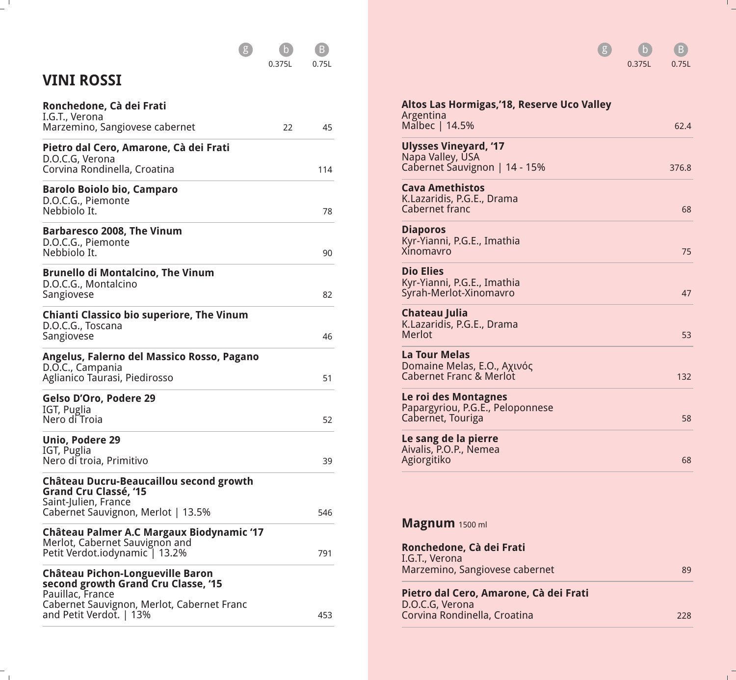## VINI ROSSI

| | g | b 0.375L | B 0.75L |
|---|---|---|---|
| **Ronchedone, Cà dei Frati**<br>I.G.T., Verona<br>Marzemino, Sangiovese cabernet | | 22 | 45 |
| **Pietro dal Cero, Amarone, Cà dei Frati**<br>D.O.C.G, Verona<br>Corvina Rondinella, Croatina | | | 114 |
| **Barolo Boiolo bio, Camparo**<br>D.O.C.G., Piemonte<br>Nebbiolo It. | | | 78 |
| **Barbaresco 2008, The Vinum**<br>D.O.C.G., Piemonte<br>Nebbiolo It. | | | 90 |
| **Brunello di Montalcino, The Vinum**<br>D.O.C.G., Montalcino<br>Sangiovese | | | 82 |
| **Chianti Classico bio superiore, The Vinum**<br>D.O.C.G., Toscana<br>Sangiovese | | | 46 |
| **Angelus, Falerno del Massico Rosso, Pagano**<br>D.O.C., Campania<br>Aglianico Taurasi, Piedirosso | | | 51 |
| **Gelso D'Oro, Podere 29**<br>IGT, Puglia<br>Nero di Troia | | | 52 |
| **Unio, Podere 29**<br>IGT, Puglia<br>Nero di troia, Primitivo | | | 39 |
| **Château Ducru-Beaucaillou second growth Grand Cru Classé, '15**<br>Saint-Julien, France<br>Cabernet Sauvignon, Merlot \| 13.5% | | | 546 |
| **Château Palmer A.C Margaux Biodynamic '17**<br>Merlot, Cabernet Sauvignon and Petit Verdot.iodynamic \| 13.2% | | | 791 |
| **Château Pichon-Longueville Baron second growth Grand Cru Classe, '15**<br>Pauillac, France<br>Cabernet Sauvignon, Merlot, Cabernet Franc and Petit Verdot. \| 13% | | | 453 |

| | g | b 0.375L | B 0.75L |
|---|---|---|---|
| **Altos Las Hormigas,'18, Reserve Uco Valley**<br>Argentina<br>Malbec \| 14.5% | | | 62.4 |
| **Ulysses Vineyard, '17**<br>Napa Valley, USA<br>Cabernet Sauvignon \| 14 - 15% | | | 376.8 |
| **Cava Amethistos**<br>K.Lazaridis, P.G.E., Drama<br>Cabernet franc | | | 68 |
| **Diaporos**<br>Kyr-Yianni, P.G.E., Imathia<br>Xinomavro | | | 75 |
| **Dio Elies**<br>Kyr-Yianni, P.G.E., Imathia<br>Syrah-Merlot-Xinomavro | | | 47 |
| **Chateau Julia**<br>K.Lazaridis, P.G.E., Drama<br>Merlot | | | 53 |
| **La Tour Melas**<br>Domaine Melas, E.O., Αχινός<br>Cabernet Franc & Merlot | | | 132 |
| **Le roi des Montagnes**<br>Papargyriou, P.G.E., Peloponnese<br>Cabernet, Touriga | | | 58 |
| **Le sang de la pierre**<br>Aivalis, P.O.P., Nemea<br>Agiorgitiko | | | 68 |

## Magnum 1500 ml

| | |
|---|---|
| **Ronchedone, Cà dei Frati**<br>I.G.T., Verona<br>Marzemino, Sangiovese cabernet | 89 |
| **Pietro dal Cero, Amarone, Cà dei Frati**<br>D.O.C.G, Verona<br>Corvina Rondinella, Croatina | 228 |